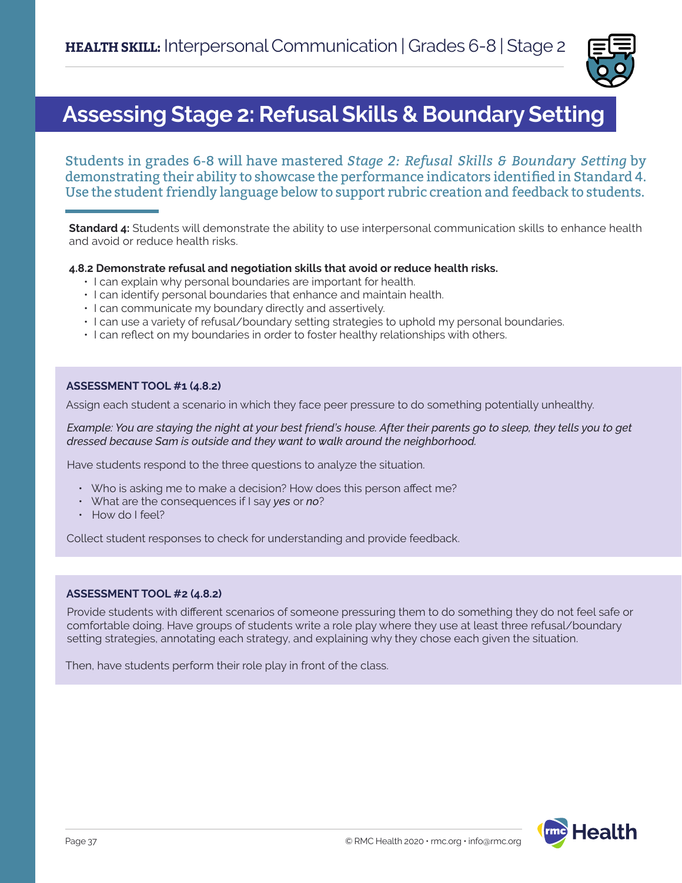**HEALTH SKILL:** Interpersonal Communication | Grades 6-8 | Stage 2

# Assessing Stage 2: Refusal Skills & Boundary Setting

Students in grades 6-8 will have mastered *Stage 2: Refusal Skills & Boundary Setting* by demonstrating their ability to showcase the performance indicators identified in Standard 4. Use the student friendly language below to support rubric creation and feedback to students.

**Standard 4:** Students will demonstrate the ability to use interpersonal communication skills to enhance health and avoid or reduce health risks.

**4.8.2 Demonstrate refusal and negotiation skills that avoid or reduce health risks.**

- I can explain why personal boundaries are important for health.
- I can identify personal boundaries that enhance and maintain health.
- I can communicate my boundary directly and assertively.
- I can use a variety of refusal/boundary setting strategies to uphold my personal boundaries.
- I can reflect on my boundaries in order to foster healthy relationships with others.

**ASSESSMENT TOOL #1 (4.8.2)**

Assign each student a scenario in which they face peer pressure to do something potentially unhealthy.

*Example: You are staying the night at your best friend's house. After their parents go to sleep, they tells you to get dressed because Sam is outside and they want to walk around the neighborhood.*

Have students respond to the three questions to analyze the situation.

- Who is asking me to make a decision? How does this person affect me?
- What are the consequences if I say *yes* or *no*?
- How do I feel?

Collect student responses to check for understanding and provide feedback.

**ASSESSMENT TOOL #2 (4.8.2)**

Provide students with different scenarios of someone pressuring them to do something they do not feel safe or comfortable doing. Have groups of students write a role play where they use at least three refusal/boundary setting strategies, annotating each strategy, and explaining why they chose each given the situation.

Then, have students perform their role play in front of the class.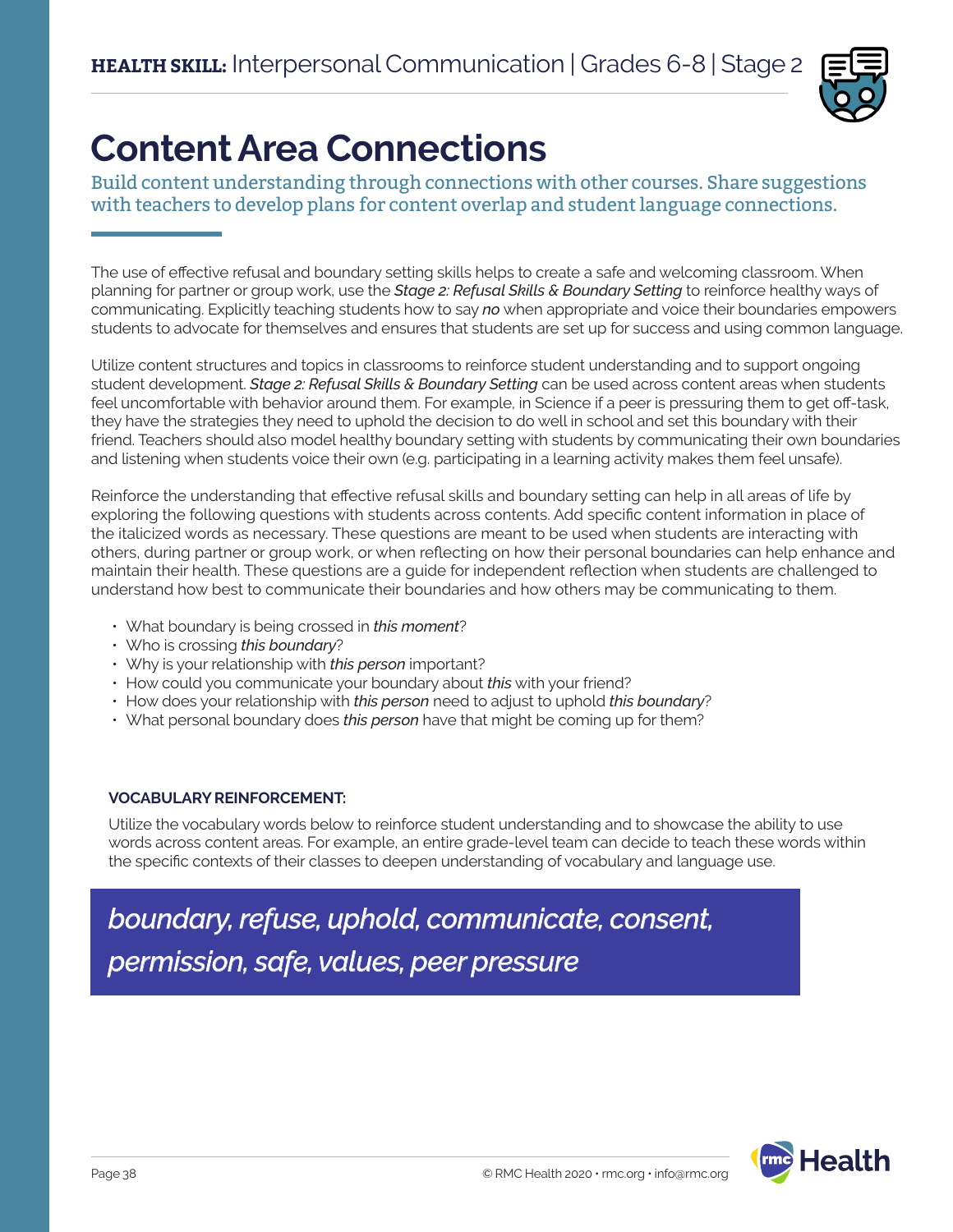**HEALTH SKILL:** Interpersonal Communication | Grades 6-8 | Stage 2

# Content Area Connections

Build content understanding through connections with other courses. Share suggestions with teachers to develop plans for content overlap and student language connections.

The use of effective refusal and boundary setting skills helps to create a safe and welcoming classroom. When planning for partner or group work, use the *Stage 2: Refusal Skills & Boundary Setting* to reinforce healthy ways of communicating. Explicitly teaching students how to say ***no*** when appropriate and voice their boundaries empowers students to advocate for themselves and ensures that students are set up for success and using common language.

Utilize content structures and topics in classrooms to reinforce student understanding and to support ongoing student development. *Stage 2: Refusal Skills & Boundary Setting* can be used across content areas when students feel uncomfortable with behavior around them. For example, in Science if a peer is pressuring them to get off-task, they have the strategies they need to uphold the decision to do well in school and set this boundary with their friend. Teachers should also model healthy boundary setting with students by communicating their own boundaries and listening when students voice their own (e.g. participating in a learning activity makes them feel unsafe).

Reinforce the understanding that effective refusal skills and boundary setting can help in all areas of life by exploring the following questions with students across contents. Add specific content information in place of the italicized words as necessary. These questions are meant to be used when students are interacting with others, during partner or group work, or when reflecting on how their personal boundaries can help enhance and maintain their health. These questions are a guide for independent reflection when students are challenged to understand how best to communicate their boundaries and how others may be communicating to them.

- What boundary is being crossed in *this moment*?
- Who is crossing *this boundary*?
- Why is your relationship with *this person* important?
- How could you communicate your boundary about *this* with your friend?
- How does your relationship with *this person* need to adjust to uphold *this boundary*?
- What personal boundary does *this person* have that might be coming up for them?

**VOCABULARY REINFORCEMENT:**

Utilize the vocabulary words below to reinforce student understanding and to showcase the ability to use words across content areas. For example, an entire grade-level team can decide to teach these words within the specific contexts of their classes to deepen understanding of vocabulary and language use.

*boundary, refuse, uphold, communicate, consent, permission, safe, values, peer pressure*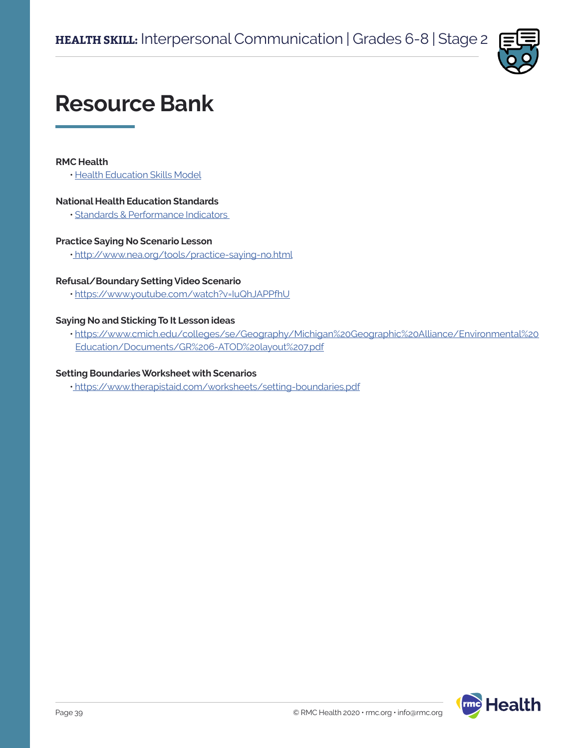# Resource Bank

**RMC Health**

- Health Education Skills Model

**National Health Education Standards**

- Standards & Performance Indicators

**Practice Saying No Scenario Lesson**

- http://www.nea.org/tools/practice-saying-no.html

**Refusal/Boundary Setting Video Scenario**

- https://www.youtube.com/watch?v=luQhJAPPfhU

**Saying No and Sticking To It Lesson ideas**

- https://www.cmich.edu/colleges/se/Geography/Michigan%20Geographic%20Alliance/Environmental%20Education/Documents/GR%206-ATOD%20layout%207.pdf

**Setting Boundaries Worksheet with Scenarios**

- https://www.therapistaid.com/worksheets/setting-boundaries.pdf